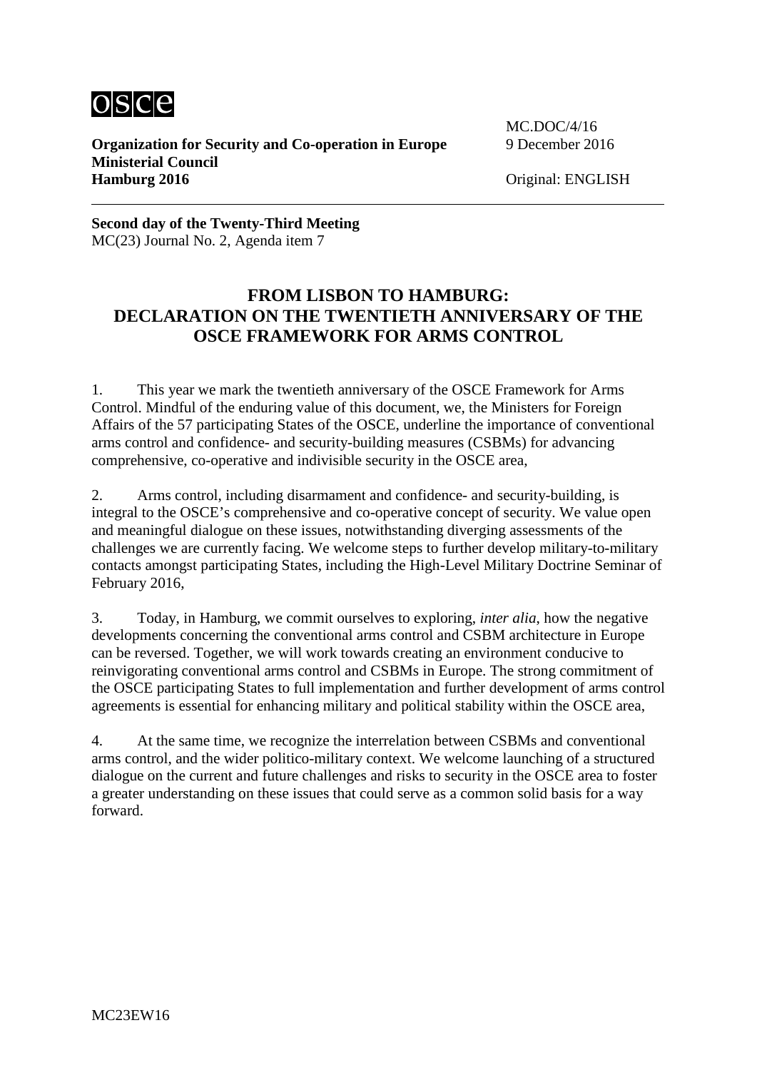osce

**Organization for Security and Co-operation in Europe**
**Ministerial Council**
**Hamburg 2016**

MC.DOC/4/16
9 December 2016

Original: ENGLISH

**Second day of the Twenty-Third Meeting**
MC(23) Journal No. 2, Agenda item 7

# FROM LISBON TO HAMBURG: DECLARATION ON THE TWENTIETH ANNIVERSARY OF THE OSCE FRAMEWORK FOR ARMS CONTROL

1. This year we mark the twentieth anniversary of the OSCE Framework for Arms Control. Mindful of the enduring value of this document, we, the Ministers for Foreign Affairs of the 57 participating States of the OSCE, underline the importance of conventional arms control and confidence- and security-building measures (CSBMs) for advancing comprehensive, co-operative and indivisible security in the OSCE area,

2. Arms control, including disarmament and confidence- and security-building, is integral to the OSCE's comprehensive and co-operative concept of security. We value open and meaningful dialogue on these issues, notwithstanding diverging assessments of the challenges we are currently facing. We welcome steps to further develop military-to-military contacts amongst participating States, including the High-Level Military Doctrine Seminar of February 2016,

3. Today, in Hamburg, we commit ourselves to exploring, *inter alia*, how the negative developments concerning the conventional arms control and CSBM architecture in Europe can be reversed. Together, we will work towards creating an environment conducive to reinvigorating conventional arms control and CSBMs in Europe. The strong commitment of the OSCE participating States to full implementation and further development of arms control agreements is essential for enhancing military and political stability within the OSCE area,

4. At the same time, we recognize the interrelation between CSBMs and conventional arms control, and the wider politico-military context. We welcome launching of a structured dialogue on the current and future challenges and risks to security in the OSCE area to foster a greater understanding on these issues that could serve as a common solid basis for a way forward.

MC23EW16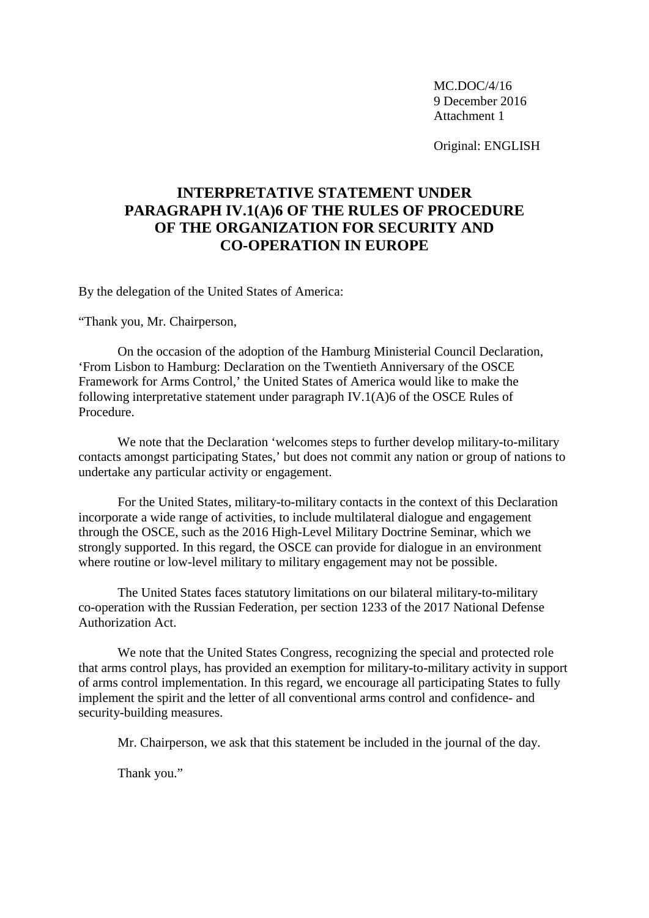MC.DOC/4/16
9 December 2016
Attachment 1

Original: ENGLISH

# INTERPRETATIVE STATEMENT UNDER PARAGRAPH IV.1(A)6 OF THE RULES OF PROCEDURE OF THE ORGANIZATION FOR SECURITY AND CO-OPERATION IN EUROPE

By the delegation of the United States of America:

"Thank you, Mr. Chairperson,

On the occasion of the adoption of the Hamburg Ministerial Council Declaration, 'From Lisbon to Hamburg: Declaration on the Twentieth Anniversary of the OSCE Framework for Arms Control,' the United States of America would like to make the following interpretative statement under paragraph IV.1(A)6 of the OSCE Rules of Procedure.

We note that the Declaration 'welcomes steps to further develop military-to-military contacts amongst participating States,' but does not commit any nation or group of nations to undertake any particular activity or engagement.

For the United States, military-to-military contacts in the context of this Declaration incorporate a wide range of activities, to include multilateral dialogue and engagement through the OSCE, such as the 2016 High-Level Military Doctrine Seminar, which we strongly supported. In this regard, the OSCE can provide for dialogue in an environment where routine or low-level military to military engagement may not be possible.

The United States faces statutory limitations on our bilateral military-to-military co-operation with the Russian Federation, per section 1233 of the 2017 National Defense Authorization Act.

We note that the United States Congress, recognizing the special and protected role that arms control plays, has provided an exemption for military-to-military activity in support of arms control implementation. In this regard, we encourage all participating States to fully implement the spirit and the letter of all conventional arms control and confidence- and security-building measures.

Mr. Chairperson, we ask that this statement be included in the journal of the day.

Thank you."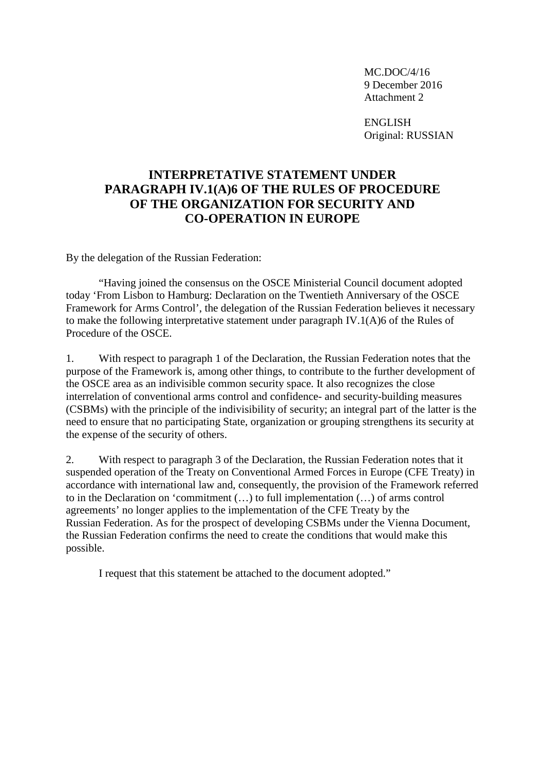MC.DOC/4/16
9 December 2016
Attachment 2

ENGLISH
Original: RUSSIAN

# INTERPRETATIVE STATEMENT UNDER PARAGRAPH IV.1(A)6 OF THE RULES OF PROCEDURE OF THE ORGANIZATION FOR SECURITY AND CO-OPERATION IN EUROPE

By the delegation of the Russian Federation:

"Having joined the consensus on the OSCE Ministerial Council document adopted today 'From Lisbon to Hamburg: Declaration on the Twentieth Anniversary of the OSCE Framework for Arms Control', the delegation of the Russian Federation believes it necessary to make the following interpretative statement under paragraph IV.1(A)6 of the Rules of Procedure of the OSCE.

1. With respect to paragraph 1 of the Declaration, the Russian Federation notes that the purpose of the Framework is, among other things, to contribute to the further development of the OSCE area as an indivisible common security space. It also recognizes the close interrelation of conventional arms control and confidence- and security-building measures (CSBMs) with the principle of the indivisibility of security; an integral part of the latter is the need to ensure that no participating State, organization or grouping strengthens its security at the expense of the security of others.

2. With respect to paragraph 3 of the Declaration, the Russian Federation notes that it suspended operation of the Treaty on Conventional Armed Forces in Europe (CFE Treaty) in accordance with international law and, consequently, the provision of the Framework referred to in the Declaration on 'commitment (…) to full implementation (…) of arms control agreements' no longer applies to the implementation of the CFE Treaty by the Russian Federation. As for the prospect of developing CSBMs under the Vienna Document, the Russian Federation confirms the need to create the conditions that would make this possible.

I request that this statement be attached to the document adopted."